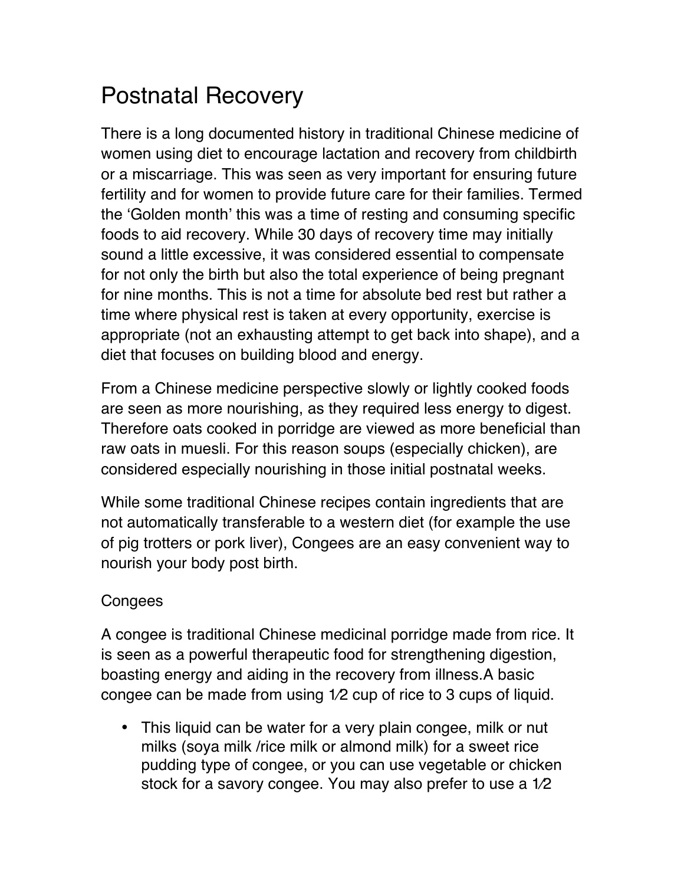# Postnatal Recovery

There is a long documented history in traditional Chinese medicine of women using diet to encourage lactation and recovery from childbirth or a miscarriage. This was seen as very important for ensuring future fertility and for women to provide future care for their families. Termed the ‘Golden month’ this was a time of resting and consuming specific foods to aid recovery. While 30 days of recovery time may initially sound a little excessive, it was considered essential to compensate for not only the birth but also the total experience of being pregnant for nine months. This is not a time for absolute bed rest but rather a time where physical rest is taken at every opportunity, exercise is appropriate (not an exhausting attempt to get back into shape), and a diet that focuses on building blood and energy.

From a Chinese medicine perspective slowly or lightly cooked foods are seen as more nourishing, as they required less energy to digest. Therefore oats cooked in porridge are viewed as more beneficial than raw oats in muesli. For this reason soups (especially chicken), are considered especially nourishing in those initial postnatal weeks.

While some traditional Chinese recipes contain ingredients that are not automatically transferable to a western diet (for example the use of pig trotters or pork liver), Congees are an easy convenient way to nourish your body post birth.

## Congees

A congee is traditional Chinese medicinal porridge made from rice. It is seen as a powerful therapeutic food for strengthening digestion, boasting energy and aiding in the recovery from illness.A basic congee can be made from using 1⁄2 cup of rice to 3 cups of liquid.

- This liquid can be water for a very plain congee, milk or nut milks (soya milk /rice milk or almond milk) for a sweet rice pudding type of congee, or you can use vegetable or chicken stock for a savory congee. You may also prefer to use a 1⁄2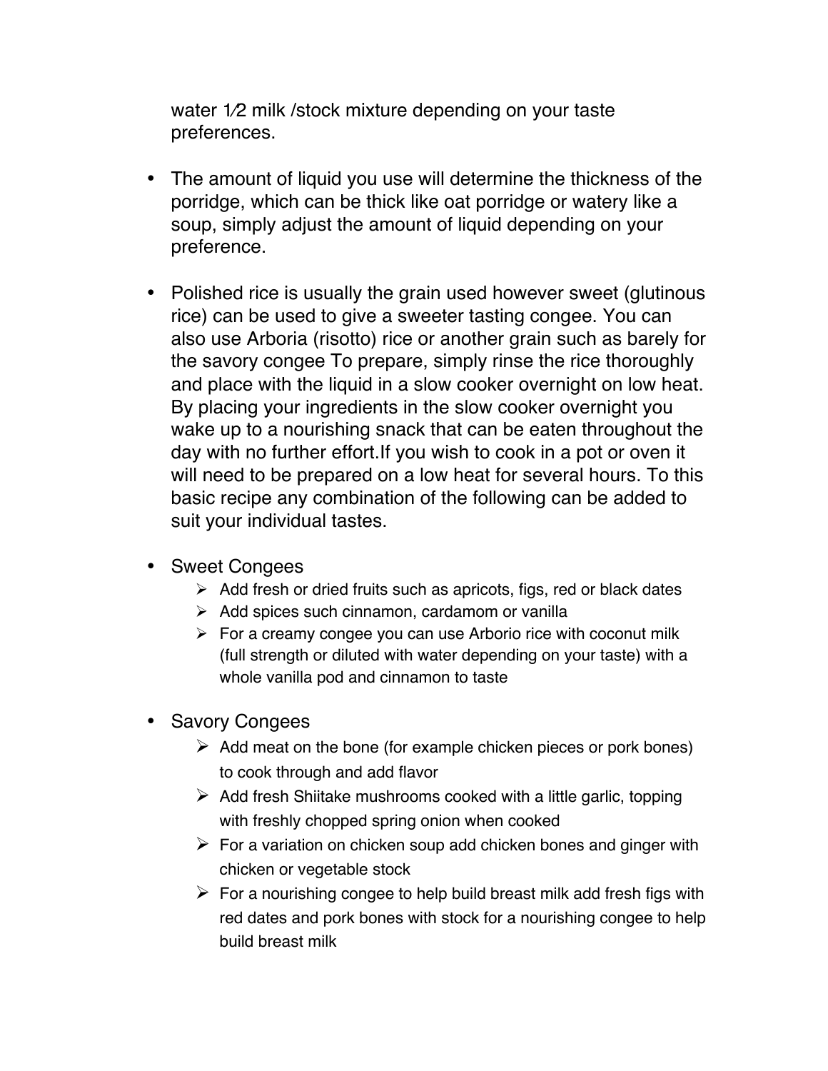water 1⁄2 milk /stock mixture depending on your taste preferences.

- The amount of liquid you use will determine the thickness of the porridge, which can be thick like oat porridge or watery like a soup, simply adjust the amount of liquid depending on your preference.

- Polished rice is usually the grain used however sweet (glutinous rice) can be used to give a sweeter tasting congee. You can also use Arboria (risotto) rice or another grain such as barely for the savory congee To prepare, simply rinse the rice thoroughly and place with the liquid in a slow cooker overnight on low heat. By placing your ingredients in the slow cooker overnight you wake up to a nourishing snack that can be eaten throughout the day with no further effort.If you wish to cook in a pot or oven it will need to be prepared on a low heat for several hours. To this basic recipe any combination of the following can be added to suit your individual tastes.

- Sweet Congees
  - Add fresh or dried fruits such as apricots, figs, red or black dates
  - Add spices such cinnamon, cardamom or vanilla
  - For a creamy congee you can use Arborio rice with coconut milk (full strength or diluted with water depending on your taste) with a whole vanilla pod and cinnamon to taste

- Savory Congees
  - Add meat on the bone (for example chicken pieces or pork bones) to cook through and add flavor
  - Add fresh Shiitake mushrooms cooked with a little garlic, topping with freshly chopped spring onion when cooked
  - For a variation on chicken soup add chicken bones and ginger with chicken or vegetable stock
  - For a nourishing congee to help build breast milk add fresh figs with red dates and pork bones with stock for a nourishing congee to help build breast milk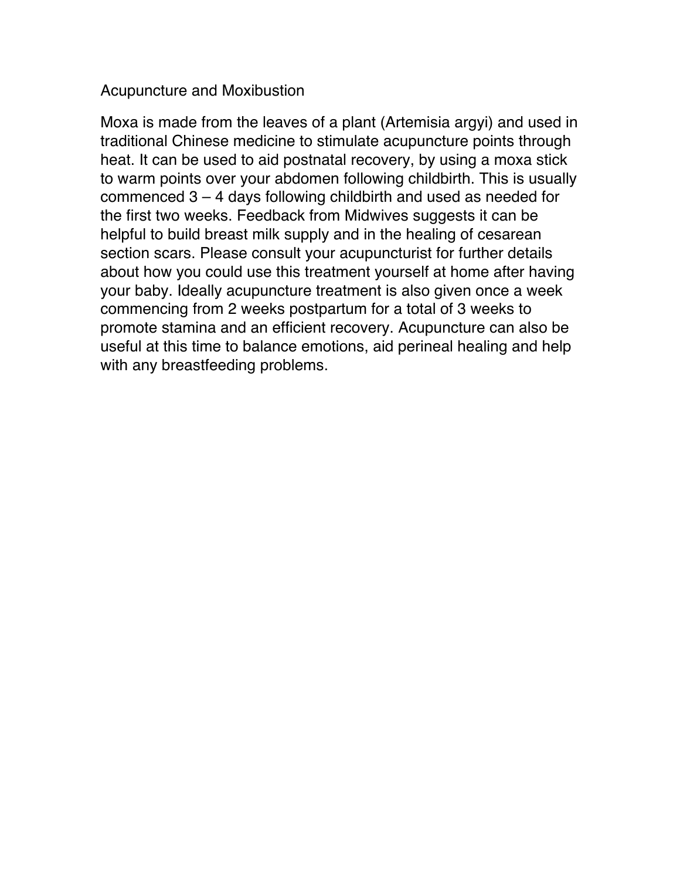## Acupuncture and Moxibustion

Moxa is made from the leaves of a plant (Artemisia argyi) and used in traditional Chinese medicine to stimulate acupuncture points through heat. It can be used to aid postnatal recovery, by using a moxa stick to warm points over your abdomen following childbirth. This is usually commenced 3 – 4 days following childbirth and used as needed for the first two weeks. Feedback from Midwives suggests it can be helpful to build breast milk supply and in the healing of cesarean section scars. Please consult your acupuncturist for further details about how you could use this treatment yourself at home after having your baby. Ideally acupuncture treatment is also given once a week commencing from 2 weeks postpartum for a total of 3 weeks to promote stamina and an efficient recovery. Acupuncture can also be useful at this time to balance emotions, aid perineal healing and help with any breastfeeding problems.